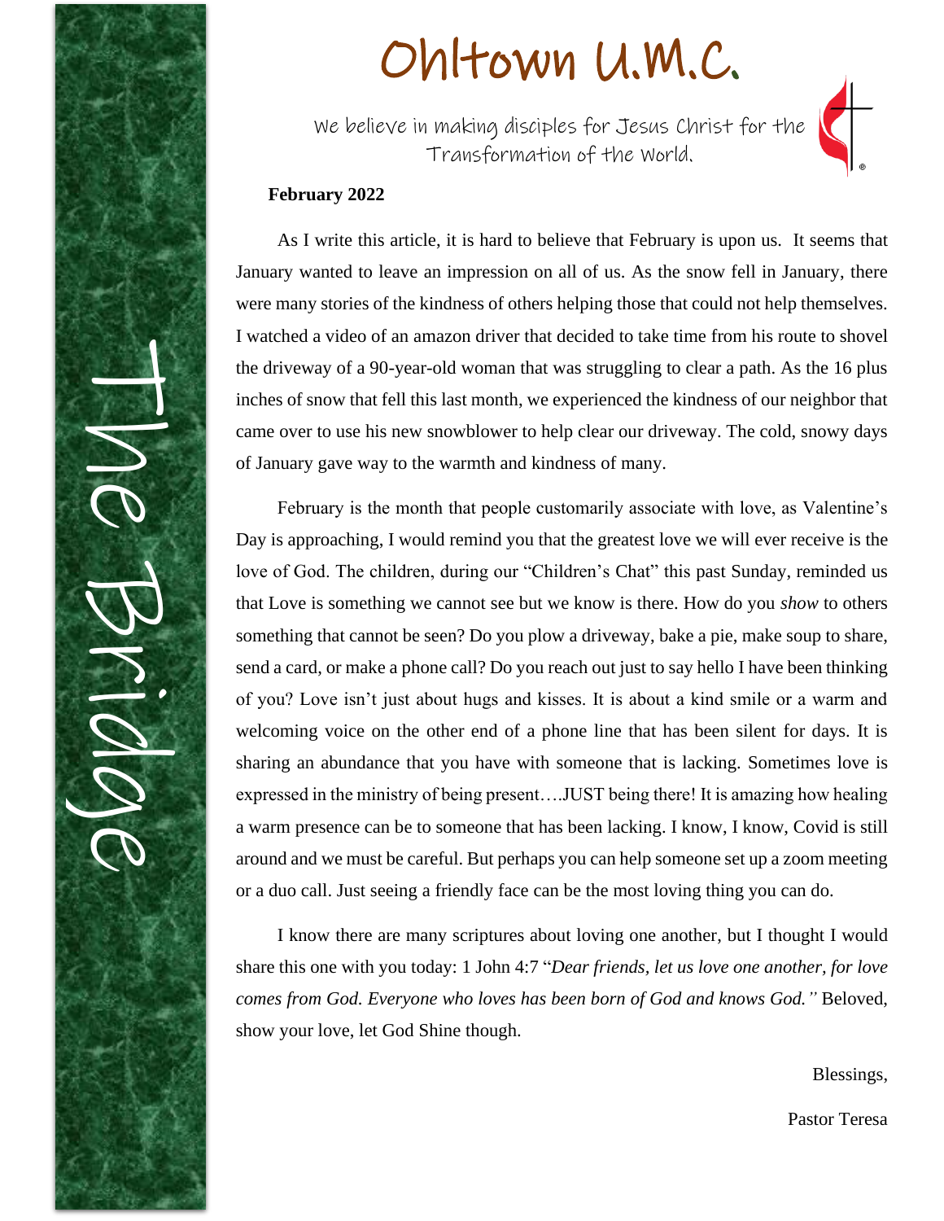# Ohltown U.M.C.

We believe in making disciples for Jesus Christ for the Transformation of the World.

The Bridge

**February 2022**

As I write this article, it is hard to believe that February is upon us. It seems that January wanted to leave an impression on all of us. As the snow fell in January, there were many stories of the kindness of others helping those that could not help themselves. I watched a video of an amazon driver that decided to take time from his route to shovel the driveway of a 90-year-old woman that was struggling to clear a path. As the 16 plus inches of snow that fell this last month, we experienced the kindness of our neighbor that came over to use his new snowblower to help clear our driveway. The cold, snowy days of January gave way to the warmth and kindness of many.

February is the month that people customarily associate with love, as Valentine's Day is approaching, I would remind you that the greatest love we will ever receive is the love of God. The children, during our "Children's Chat" this past Sunday, reminded us that Love is something we cannot see but we know is there. How do you *show* to others something that cannot be seen? Do you plow a driveway, bake a pie, make soup to share, send a card, or make a phone call? Do you reach out just to say hello I have been thinking of you? Love isn't just about hugs and kisses. It is about a kind smile or a warm and welcoming voice on the other end of a phone line that has been silent for days. It is sharing an abundance that you have with someone that is lacking. Sometimes love is expressed in the ministry of being present….JUST being there! It is amazing how healing a warm presence can be to someone that has been lacking. I know, I know, Covid is still around and we must be careful. But perhaps you can help someone set up a zoom meeting or a duo call. Just seeing a friendly face can be the most loving thing you can do.

I know there are many scriptures about loving one another, but I thought I would share this one with you today: 1 John 4:7 "*Dear friends, let us love one another, for love comes from God. Everyone who loves has been born of God and knows God."* Beloved, show your love, let God Shine though.

Blessings,

Pastor Teresa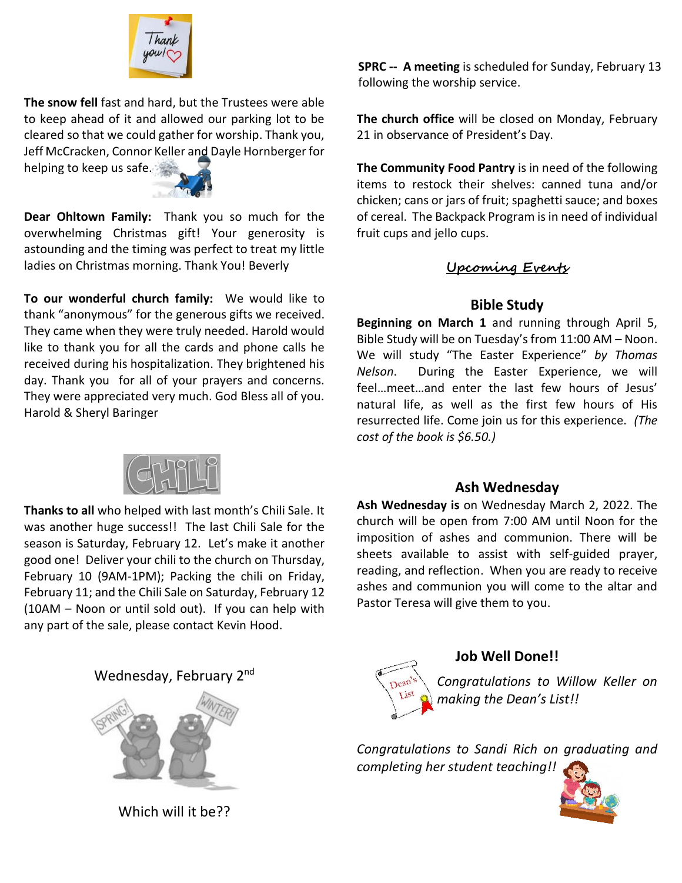**The snow fell** fast and hard, but the Trustees were able to keep ahead of it and allowed our parking lot to be cleared so that we could gather for worship. Thank you, Jeff McCracken, Connor Keller and Dayle Hornberger for helping to keep us safe.

**Dear Ohltown Family:** Thank you so much for the overwhelming Christmas gift! Your generosity is astounding and the timing was perfect to treat my little ladies on Christmas morning. Thank You! Beverly

**To our wonderful church family:** We would like to thank "anonymous" for the generous gifts we received. They came when they were truly needed. Harold would like to thank you for all the cards and phone calls he received during his hospitalization. They brightened his day. Thank you for all of your prayers and concerns. They were appreciated very much. God Bless all of you. Harold & Sheryl Baringer

**Thanks to all** who helped with last month's Chili Sale. It was another huge success!! The last Chili Sale for the season is Saturday, February 12. Let's make it another good one! Deliver your chili to the church on Thursday, February 10 (9AM-1PM); Packing the chili on Friday, February 11; and the Chili Sale on Saturday, February 12 (10AM – Noon or until sold out). If you can help with any part of the sale, please contact Kevin Hood.

Wednesday, February 2nd

Which will it be??

**SPRC -- A meeting** is scheduled for Sunday, February 13 following the worship service.

**The church office** will be closed on Monday, February 21 in observance of President's Day.

**The Community Food Pantry** is in need of the following items to restock their shelves: canned tuna and/or chicken; cans or jars of fruit; spaghetti sauce; and boxes of cereal. The Backpack Program is in need of individual fruit cups and jello cups.

## Upcoming Events

### Bible Study

**Beginning on March 1** and running through April 5, Bible Study will be on Tuesday's from 11:00 AM – Noon. We will study "The Easter Experience" *by Thomas Nelson*. During the Easter Experience, we will feel…meet…and enter the last few hours of Jesus' natural life, as well as the first few hours of His resurrected life. Come join us for this experience. *(The cost of the book is $6.50.)*

### Ash Wednesday

**Ash Wednesday is** on Wednesday March 2, 2022. The church will be open from 7:00 AM until Noon for the imposition of ashes and communion. There will be sheets available to assist with self-guided prayer, reading, and reflection. When you are ready to receive ashes and communion you will come to the altar and Pastor Teresa will give them to you.

### Job Well Done!!

*Congratulations to Willow Keller on making the Dean's List!!*

*Congratulations to Sandi Rich on graduating and completing her student teaching!!*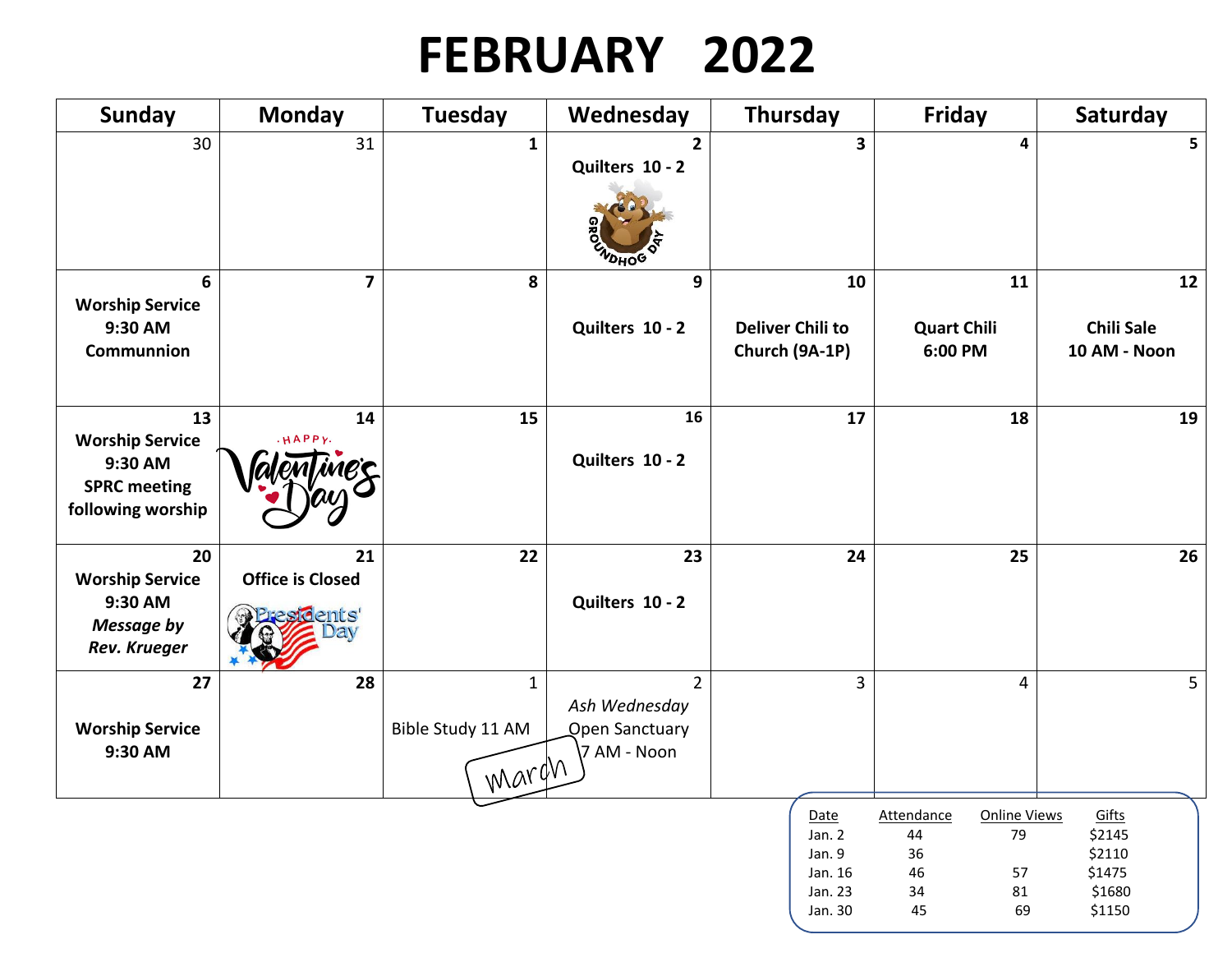# FEBRUARY 2022

| Sunday | Monday | Tuesday | Wednesday | Thursday | Friday | Saturday |
|---|---|---|---|---|---|---|
| 30 | 31 | **1** | **2** Quilters 10 - 2 | **3** | **4** | **5** |
| **6** Worship Service 9:30 AM Communnion | **7** | **8** | **9** Quilters 10 - 2 | **10** Deliver Chili to Church (9A-1P) | **11** Quart Chili 6:00 PM | **12** Chili Sale 10 AM - Noon |
| **13** Worship Service 9:30 AM SPRC meeting following worship | **14** | **15** | **16** Quilters 10 - 2 | **17** | **18** | **19** |
| **20** Worship Service 9:30 AM *Message by Rev. Krueger* | **21** Office is Closed | **22** | **23** Quilters 10 - 2 | **24** | **25** | **26** |
| **27** Worship Service 9:30 AM | **28** | 1 Bible Study 11 AM | 2 *Ash Wednesday* Open Sanctuary 7 AM - Noon | 3 | 4 | 5 |

March

| Date | Attendance | Online Views | Gifts |
|---|---|---|---|
| Jan. 2 | 44 | 79 | $2145 |
| Jan. 9 | 36 | | $2110 |
| Jan. 16 | 46 | 57 | $1475 |
| Jan. 23 | 34 | 81 | $1680 |
| Jan. 30 | 45 | 69 | $1150 |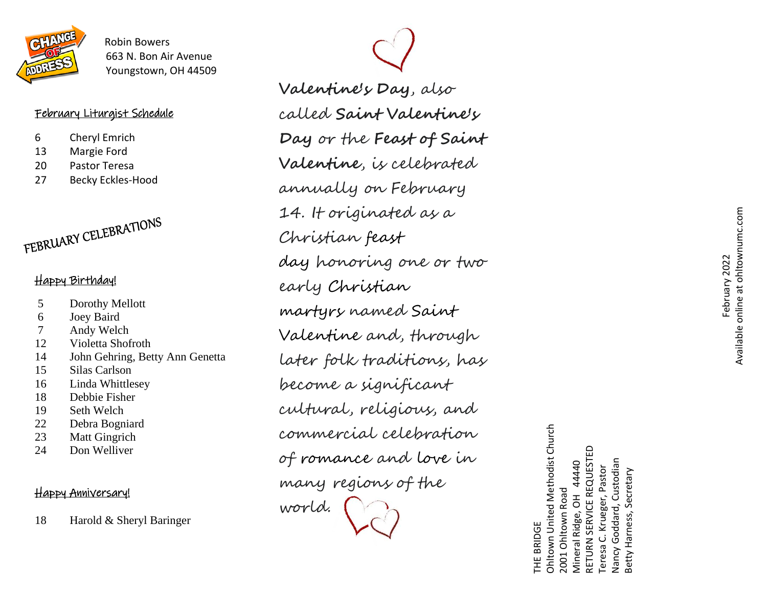Robin Bowers
663 N. Bon Air Avenue
Youngstown, OH 44509

## February Liturgist Schedule

| | |
|---|---|
| 6 | Cheryl Emrich |
| 13 | Margie Ford |
| 20 | Pastor Teresa |
| 27 | Becky Eckles-Hood |

# FEBRUARY CELEBRATIONS

## Happy Birthday!

| | |
|---|---|
| 5 | Dorothy Mellott |
| 6 | Joey Baird |
| 7 | Andy Welch |
| 12 | Violetta Shofroth |
| 14 | John Gehring, Betty Ann Genetta |
| 15 | Silas Carlson |
| 16 | Linda Whittlesey |
| 18 | Debbie Fisher |
| 19 | Seth Welch |
| 22 | Debra Bogniard |
| 23 | Matt Gingrich |
| 24 | Don Welliver |

## Happy Anniversary!

| | |
|---|---|
| 18 | Harold & Sheryl Baringer |

**Valentine's Day**, also called **Saint Valentine's Day** or the **Feast of Saint Valentine**, is celebrated annually on February 14. It originated as a Christian feast day honoring one or two early Christian martyrs named Saint Valentine and, through later folk traditions, has become a significant cultural, religious, and commercial celebration of romance and love in many regions of the world.

THE BRIDGE
Ohltown United Methodist Church
2001 Ohltown Road
Mineral Ridge, OH 44440
RETURN SERVICE REQUESTED
Teresa C. Krueger, Pastor
Nancy Goddard, Custodian
Betty Harness, Secretary

February 2022
Available online at ohltownumc.com